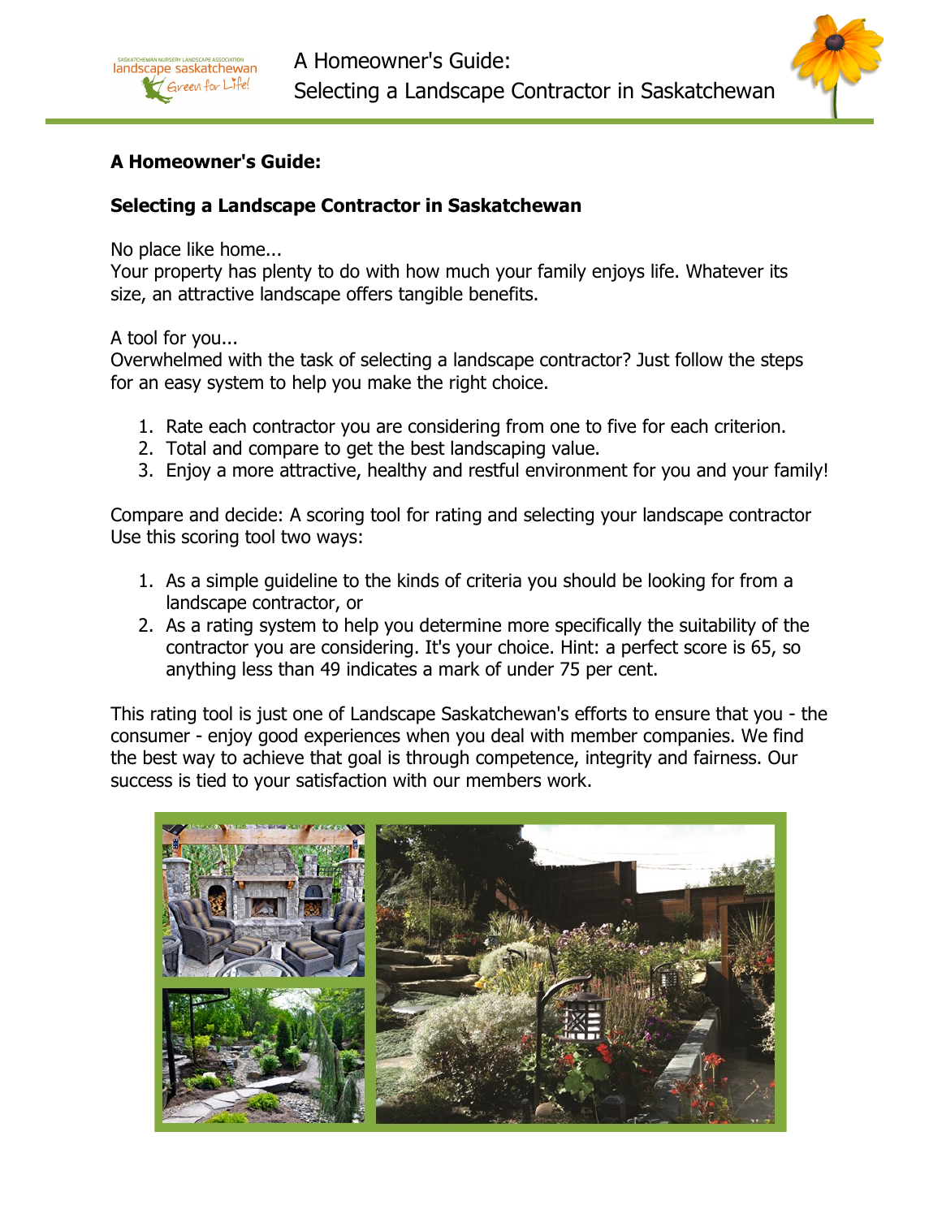**A Homeowner's Guide:**

**Selecting a Landscape Contractor in Saskatchewan**

No place like home...
Your property has plenty to do with how much your family enjoys life. Whatever its size, an attractive landscape offers tangible benefits.

A tool for you...
Overwhelmed with the task of selecting a landscape contractor? Just follow the steps for an easy system to help you make the right choice.

1. Rate each contractor you are considering from one to five for each criterion.
2. Total and compare to get the best landscaping value.
3. Enjoy a more attractive, healthy and restful environment for you and your family!

Compare and decide: A scoring tool for rating and selecting your landscape contractor
Use this scoring tool two ways:

1. As a simple guideline to the kinds of criteria you should be looking for from a landscape contractor, or
2. As a rating system to help you determine more specifically the suitability of the contractor you are considering. It's your choice. Hint: a perfect score is 65, so anything less than 49 indicates a mark of under 75 per cent.

This rating tool is just one of Landscape Saskatchewan's efforts to ensure that you - the consumer - enjoy good experiences when you deal with member companies. We find the best way to achieve that goal is through competence, integrity and fairness. Our success is tied to your satisfaction with our members work.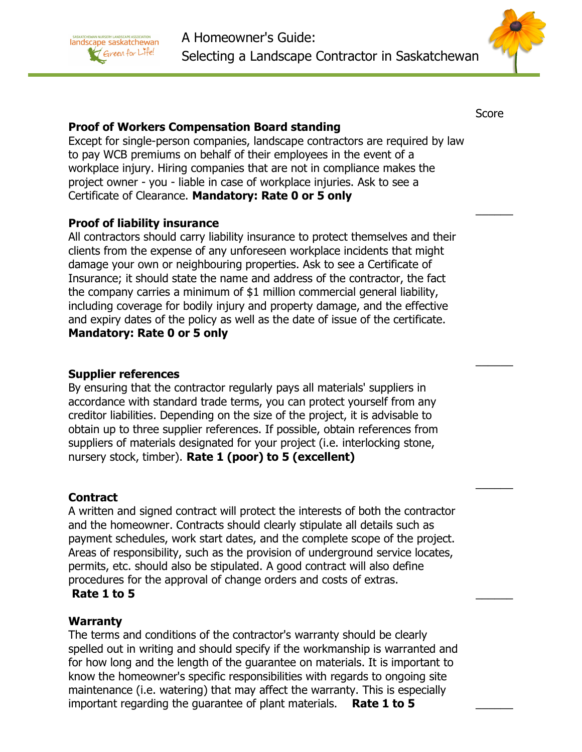Score

**Proof of Workers Compensation Board standing**

Except for single-person companies, landscape contractors are required by law to pay WCB premiums on behalf of their employees in the event of a workplace injury. Hiring companies that are not in compliance makes the project owner - you - liable in case of workplace injuries. Ask to see a Certificate of Clearance. **Mandatory: Rate 0 or 5 only**

______

**Proof of liability insurance**

All contractors should carry liability insurance to protect themselves and their clients from the expense of any unforeseen workplace incidents that might damage your own or neighbouring properties. Ask to see a Certificate of Insurance; it should state the name and address of the contractor, the fact the company carries a minimum of $1 million commercial general liability, including coverage for bodily injury and property damage, and the effective and expiry dates of the policy as well as the date of issue of the certificate. **Mandatory: Rate 0 or 5 only**

______

**Supplier references**

By ensuring that the contractor regularly pays all materials' suppliers in accordance with standard trade terms, you can protect yourself from any creditor liabilities. Depending on the size of the project, it is advisable to obtain up to three supplier references. If possible, obtain references from suppliers of materials designated for your project (i.e. interlocking stone, nursery stock, timber). **Rate 1 (poor) to 5 (excellent)**

______

**Contract**

A written and signed contract will protect the interests of both the contractor and the homeowner. Contracts should clearly stipulate all details such as payment schedules, work start dates, and the complete scope of the project. Areas of responsibility, such as the provision of underground service locates, permits, etc. should also be stipulated. A good contract will also define procedures for the approval of change orders and costs of extras. **Rate 1 to 5**

______

**Warranty**

The terms and conditions of the contractor's warranty should be clearly spelled out in writing and should specify if the workmanship is warranted and for how long and the length of the guarantee on materials. It is important to know the homeowner's specific responsibilities with regards to ongoing site maintenance (i.e. watering) that may affect the warranty. This is especially important regarding the guarantee of plant materials. **Rate 1 to 5**

______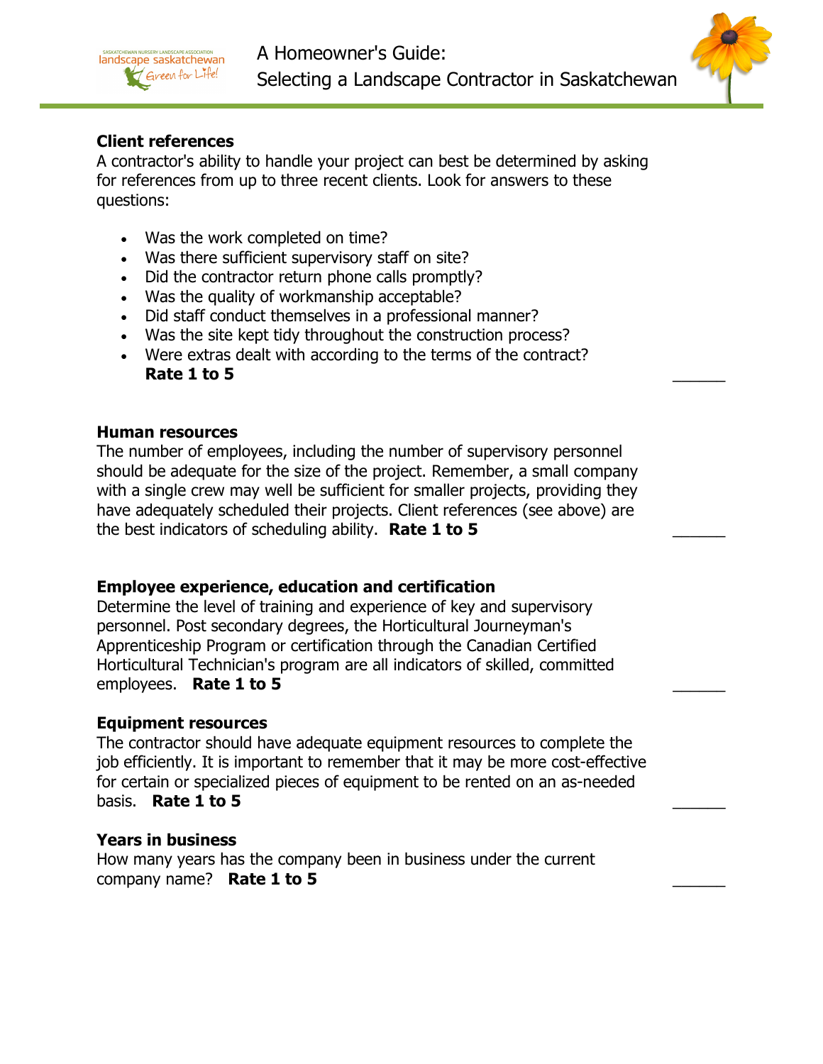### Client references

A contractor's ability to handle your project can best be determined by asking for references from up to three recent clients. Look for answers to these questions:

- Was the work completed on time?
- Was there sufficient supervisory staff on site?
- Did the contractor return phone calls promptly?
- Was the quality of workmanship acceptable?
- Did staff conduct themselves in a professional manner?
- Was the site kept tidy throughout the construction process?
- Were extras dealt with according to the terms of the contract?
  **Rate 1 to 5** ______

### Human resources

The number of employees, including the number of supervisory personnel should be adequate for the size of the project. Remember, a small company with a single crew may well be sufficient for smaller projects, providing they have adequately scheduled their projects. Client references (see above) are the best indicators of scheduling ability. **Rate 1 to 5** ______

### Employee experience, education and certification

Determine the level of training and experience of key and supervisory personnel. Post secondary degrees, the Horticultural Journeyman's Apprenticeship Program or certification through the Canadian Certified Horticultural Technician's program are all indicators of skilled, committed employees. **Rate 1 to 5** ______

### Equipment resources

The contractor should have adequate equipment resources to complete the job efficiently. It is important to remember that it may be more cost-effective for certain or specialized pieces of equipment to be rented on an as-needed basis. **Rate 1 to 5** ______

### Years in business

How many years has the company been in business under the current company name? **Rate 1 to 5** ______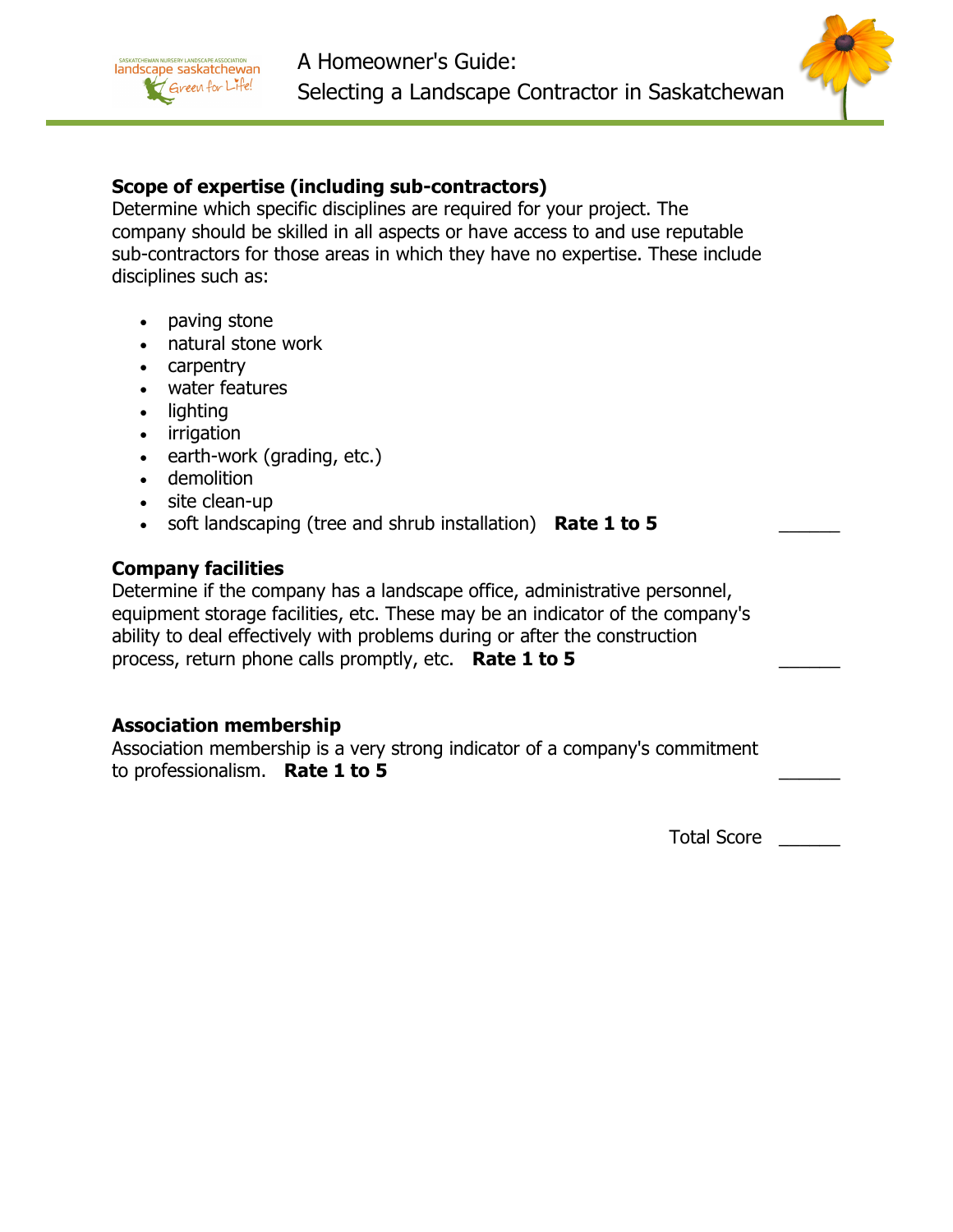**Scope of expertise (including sub-contractors)**
Determine which specific disciplines are required for your project. The company should be skilled in all aspects or have access to and use reputable sub-contractors for those areas in which they have no expertise. These include disciplines such as:

- paving stone
- natural stone work
- carpentry
- water features
- lighting
- irrigation
- earth-work (grading, etc.)
- demolition
- site clean-up
- soft landscaping (tree and shrub installation) **Rate 1 to 5** ______

**Company facilities**
Determine if the company has a landscape office, administrative personnel, equipment storage facilities, etc. These may be an indicator of the company's ability to deal effectively with problems during or after the construction process, return phone calls promptly, etc. **Rate 1 to 5** ______

**Association membership**
Association membership is a very strong indicator of a company's commitment to professionalism. **Rate 1 to 5** ______

Total Score ______